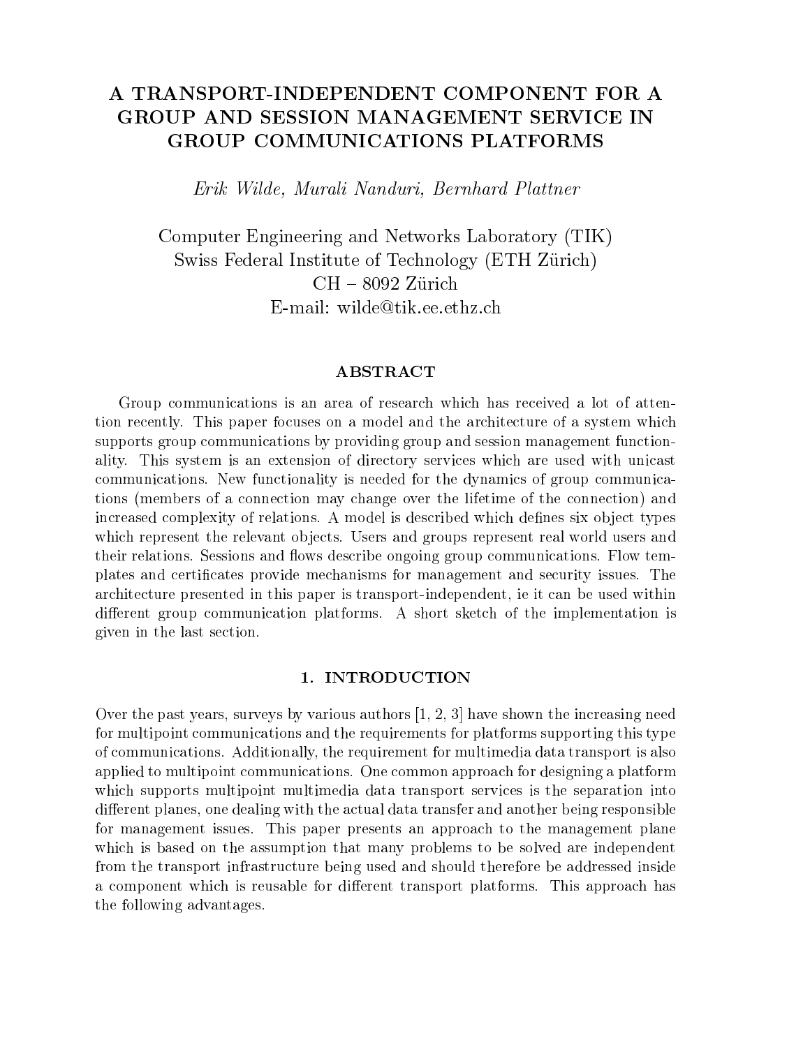# A TRANSPORT-INDEPENDENT COMPONENT FOR A GROUP AND SESSION MANAGEMENT SERVICE IN GROUP COMMUNICATIONS PLATFORMS

*Erik Wilde, Murali Nanduri, Bernhard Plattner*

Computer Engineering and Networks Laboratory (TIK)
Swiss Federal Institute of Technology (ETH Zürich)
CH – 8092 Zürich
E-mail: wilde@tik.ee.ethz.ch

## ABSTRACT

Group communications is an area of research which has received a lot of attention recently. This paper focuses on a model and the architecture of a system which supports group communications by providing group and session management functionality. This system is an extension of directory services which are used with unicast communications. New functionality is needed for the dynamics of group communications (members of a connection may change over the lifetime of the connection) and increased complexity of relations. A model is described which defines six object types which represent the relevant objects. Users and groups represent real world users and their relations. Sessions and flows describe ongoing group communications. Flow templates and certificates provide mechanisms for management and security issues. The architecture presented in this paper is transport-independent, ie it can be used within different group communication platforms. A short sketch of the implementation is given in the last section.

## 1. INTRODUCTION

Over the past years, surveys by various authors [1, 2, 3] have shown the increasing need for multipoint communications and the requirements for platforms supporting this type of communications. Additionally, the requirement for multimedia data transport is also applied to multipoint communications. One common approach for designing a platform which supports multipoint multimedia data transport services is the separation into different planes, one dealing with the actual data transfer and another being responsible for management issues. This paper presents an approach to the management plane which is based on the assumption that many problems to be solved are independent from the transport infrastructure being used and should therefore be addressed inside a component which is reusable for different transport platforms. This approach has the following advantages.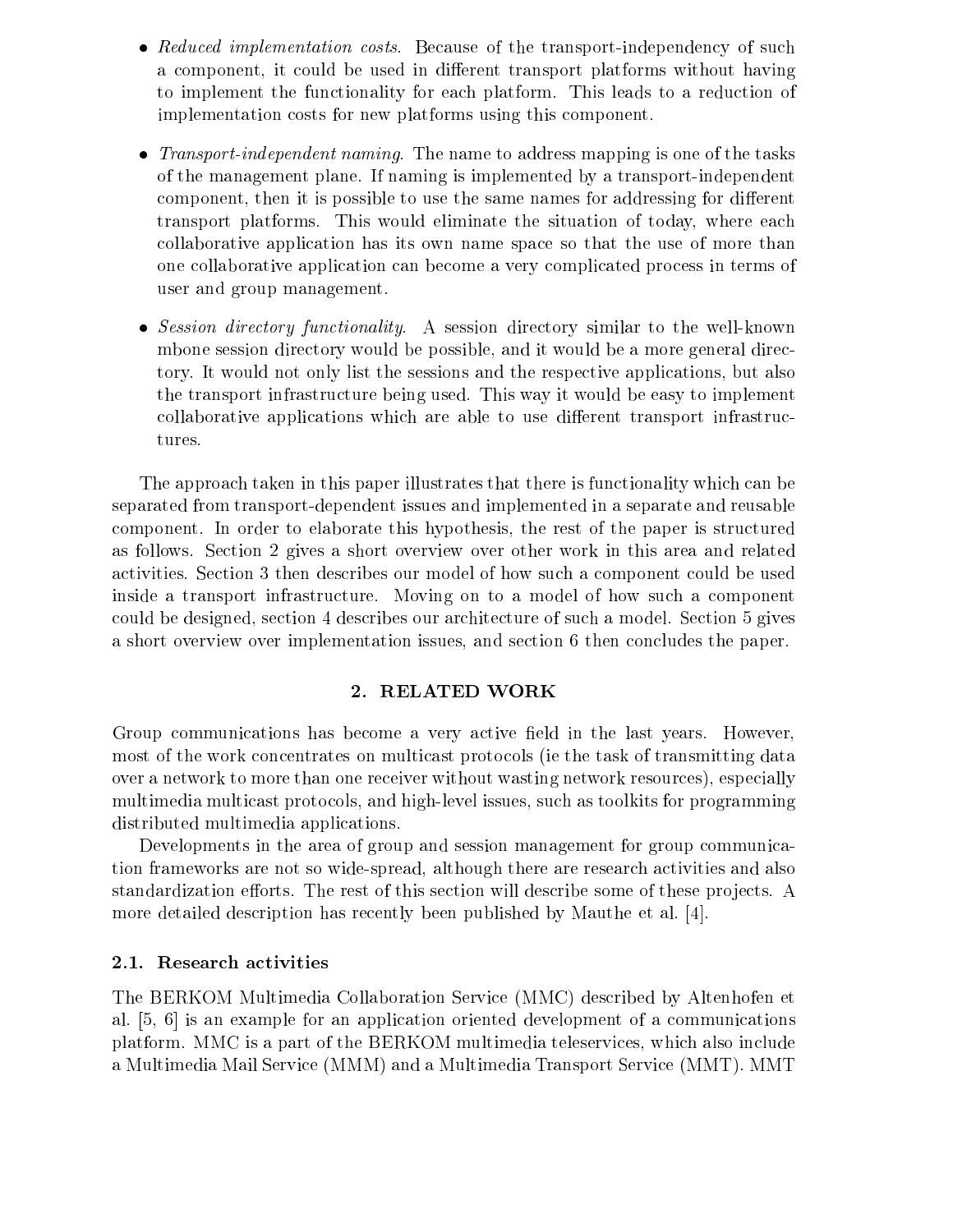- *Reduced implementation costs*. Because of the transport-independency of such a component, it could be used in different transport platforms without having to implement the functionality for each platform. This leads to a reduction of implementation costs for new platforms using this component.
- *Transport-independent naming*. The name to address mapping is one of the tasks of the management plane. If naming is implemented by a transport-independent component, then it is possible to use the same names for addressing for different transport platforms. This would eliminate the situation of today, where each collaborative application has its own name space so that the use of more than one collaborative application can become a very complicated process in terms of user and group management.
- *Session directory functionality*. A session directory similar to the well-known mbone session directory would be possible, and it would be a more general directory. It would not only list the sessions and the respective applications, but also the transport infrastructure being used. This way it would be easy to implement collaborative applications which are able to use different transport infrastructures.

The approach taken in this paper illustrates that there is functionality which can be separated from transport-dependent issues and implemented in a separate and reusable component. In order to elaborate this hypothesis, the rest of the paper is structured as follows. Section 2 gives a short overview over other work in this area and related activities. Section 3 then describes our model of how such a component could be used inside a transport infrastructure. Moving on to a model of how such a component could be designed, section 4 describes our architecture of such a model. Section 5 gives a short overview over implementation issues, and section 6 then concludes the paper.

## 2. RELATED WORK

Group communications has become a very active field in the last years. However, most of the work concentrates on multicast protocols (ie the task of transmitting data over a network to more than one receiver without wasting network resources), especially multimedia multicast protocols, and high-level issues, such as toolkits for programming distributed multimedia applications.

Developments in the area of group and session management for group communication frameworks are not so wide-spread, although there are research activities and also standardization efforts. The rest of this section will describe some of these projects. A more detailed description has recently been published by Mauthe et al. [4].

### 2.1. Research activities

The BERKOM Multimedia Collaboration Service (MMC) described by Altenhofen et al. [5, 6] is an example for an application oriented development of a communications platform. MMC is a part of the BERKOM multimedia teleservices, which also include a Multimedia Mail Service (MMM) and a Multimedia Transport Service (MMT). MMT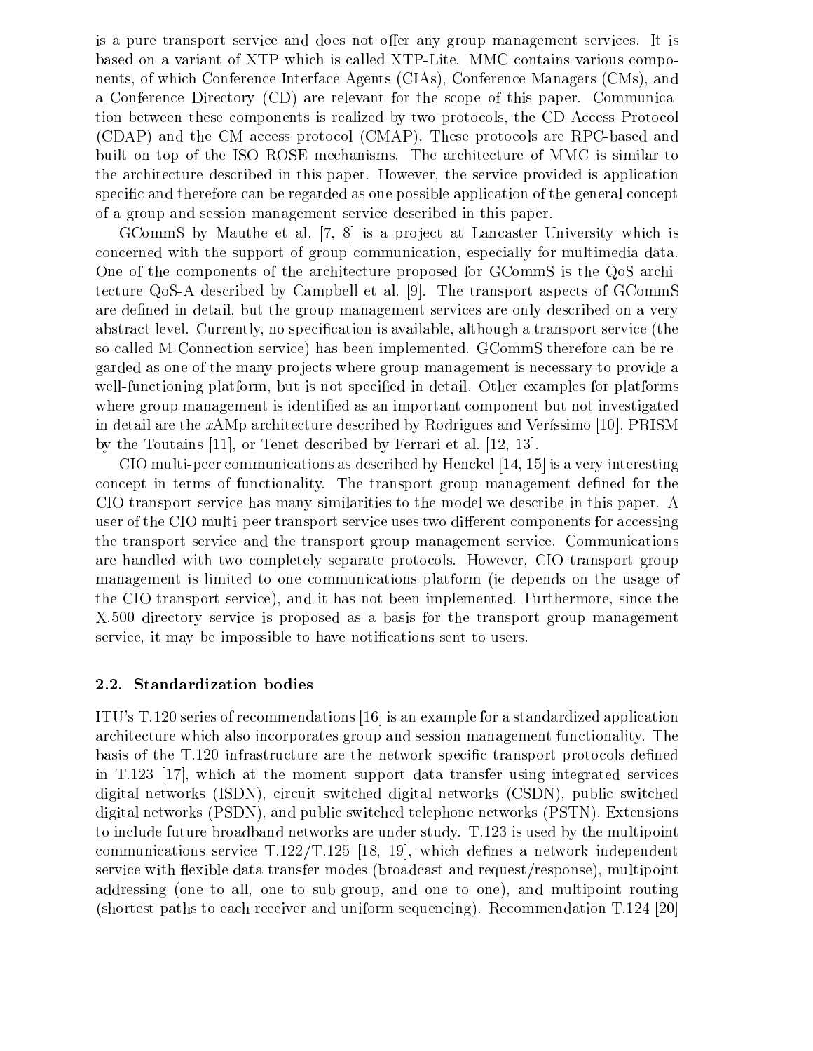is a pure transport service and does not offer any group management services. It is based on a variant of XTP which is called XTP-Lite. MMC contains various components, of which Conference Interface Agents (CIAs), Conference Managers (CMs), and a Conference Directory (CD) are relevant for the scope of this paper. Communication between these components is realized by two protocols, the CD Access Protocol (CDAP) and the CM access protocol (CMAP). These protocols are RPC-based and built on top of the ISO ROSE mechanisms. The architecture of MMC is similar to the architecture described in this paper. However, the service provided is application specific and therefore can be regarded as one possible application of the general concept of a group and session management service described in this paper.

GCommS by Mauthe et al. [7, 8] is a project at Lancaster University which is concerned with the support of group communication, especially for multimedia data. One of the components of the architecture proposed for GCommS is the QoS architecture QoS-A described by Campbell et al. [9]. The transport aspects of GCommS are defined in detail, but the group management services are only described on a very abstract level. Currently, no specification is available, although a transport service (the so-called M-Connection service) has been implemented. GCommS therefore can be regarded as one of the many projects where group management is necessary to provide a well-functioning platform, but is not specified in detail. Other examples for platforms where group management is identified as an important component but not investigated in detail are the *x*AMp architecture described by Rodrigues and Veríssimo [10], PRISM by the Toutains [11], or Tenet described by Ferrari et al. [12, 13].

CIO multi-peer communications as described by Henckel [14, 15] is a very interesting concept in terms of functionality. The transport group management defined for the CIO transport service has many similarities to the model we describe in this paper. A user of the CIO multi-peer transport service uses two different components for accessing the transport service and the transport group management service. Communications are handled with two completely separate protocols. However, CIO transport group management is limited to one communications platform (ie depends on the usage of the CIO transport service), and it has not been implemented. Furthermore, since the X.500 directory service is proposed as a basis for the transport group management service, it may be impossible to have notifications sent to users.

### 2.2. Standardization bodies

ITU's T.120 series of recommendations [16] is an example for a standardized application architecture which also incorporates group and session management functionality. The basis of the T.120 infrastructure are the network specific transport protocols defined in T.123 [17], which at the moment support data transfer using integrated services digital networks (ISDN), circuit switched digital networks (CSDN), public switched digital networks (PSDN), and public switched telephone networks (PSTN). Extensions to include future broadband networks are under study. T.123 is used by the multipoint communications service T.122/T.125 [18, 19], which defines a network independent service with flexible data transfer modes (broadcast and request/response), multipoint addressing (one to all, one to sub-group, and one to one), and multipoint routing (shortest paths to each receiver and uniform sequencing). Recommendation T.124 [20]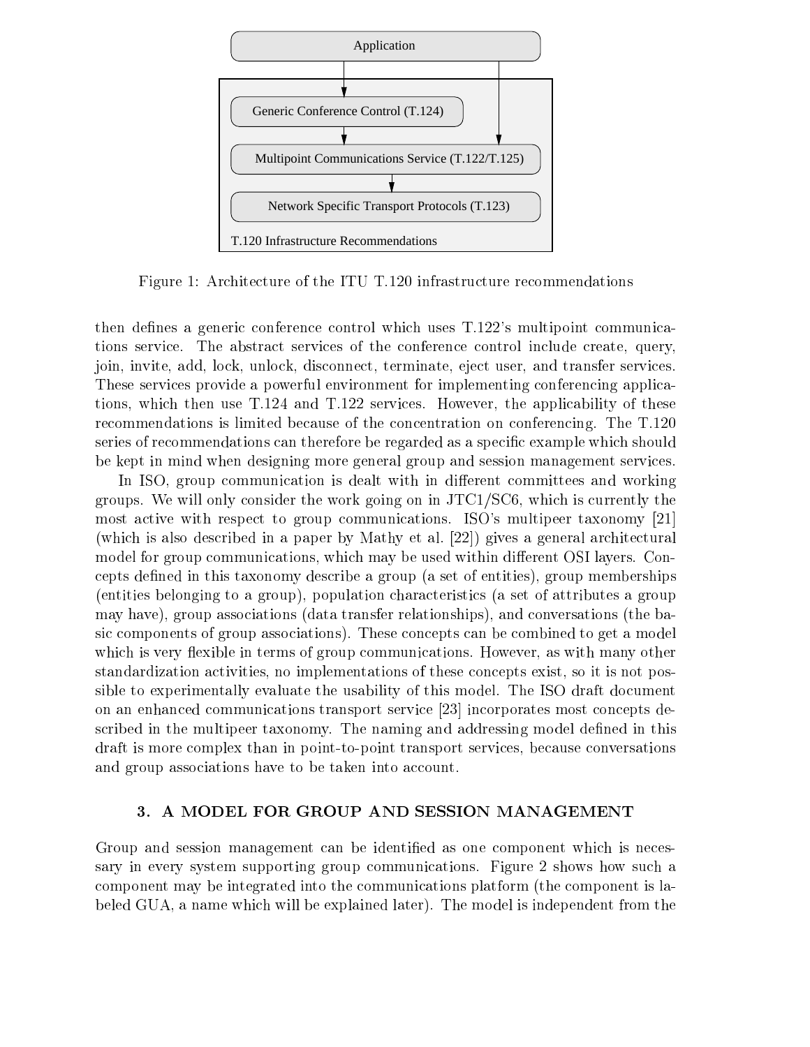Figure 1: Architecture of the ITU T.120 infrastructure recommendations

then defines a generic conference control which uses T.122's multipoint communications service. The abstract services of the conference control include create, query, join, invite, add, lock, unlock, disconnect, terminate, eject user, and transfer services. These services provide a powerful environment for implementing conferencing applications, which then use T.124 and T.122 services. However, the applicability of these recommendations is limited because of the concentration on conferencing. The T.120 series of recommendations can therefore be regarded as a specific example which should be kept in mind when designing more general group and session management services.

In ISO, group communication is dealt with in different committees and working groups. We will only consider the work going on in JTC1/SC6, which is currently the most active with respect to group communications. ISO's multipeer taxonomy [21] (which is also described in a paper by Mathy et al. [22]) gives a general architectural model for group communications, which may be used within different OSI layers. Concepts defined in this taxonomy describe a group (a set of entities), group memberships (entities belonging to a group), population characteristics (a set of attributes a group may have), group associations (data transfer relationships), and conversations (the basic components of group associations). These concepts can be combined to get a model which is very flexible in terms of group communications. However, as with many other standardization activities, no implementations of these concepts exist, so it is not possible to experimentally evaluate the usability of this model. The ISO draft document on an enhanced communications transport service [23] incorporates most concepts described in the multipeer taxonomy. The naming and addressing model defined in this draft is more complex than in point-to-point transport services, because conversations and group associations have to be taken into account.

## 3. A MODEL FOR GROUP AND SESSION MANAGEMENT

Group and session management can be identified as one component which is necessary in every system supporting group communications. Figure 2 shows how such a component may be integrated into the communications platform (the component is labeled GUA, a name which will be explained later). The model is independent from the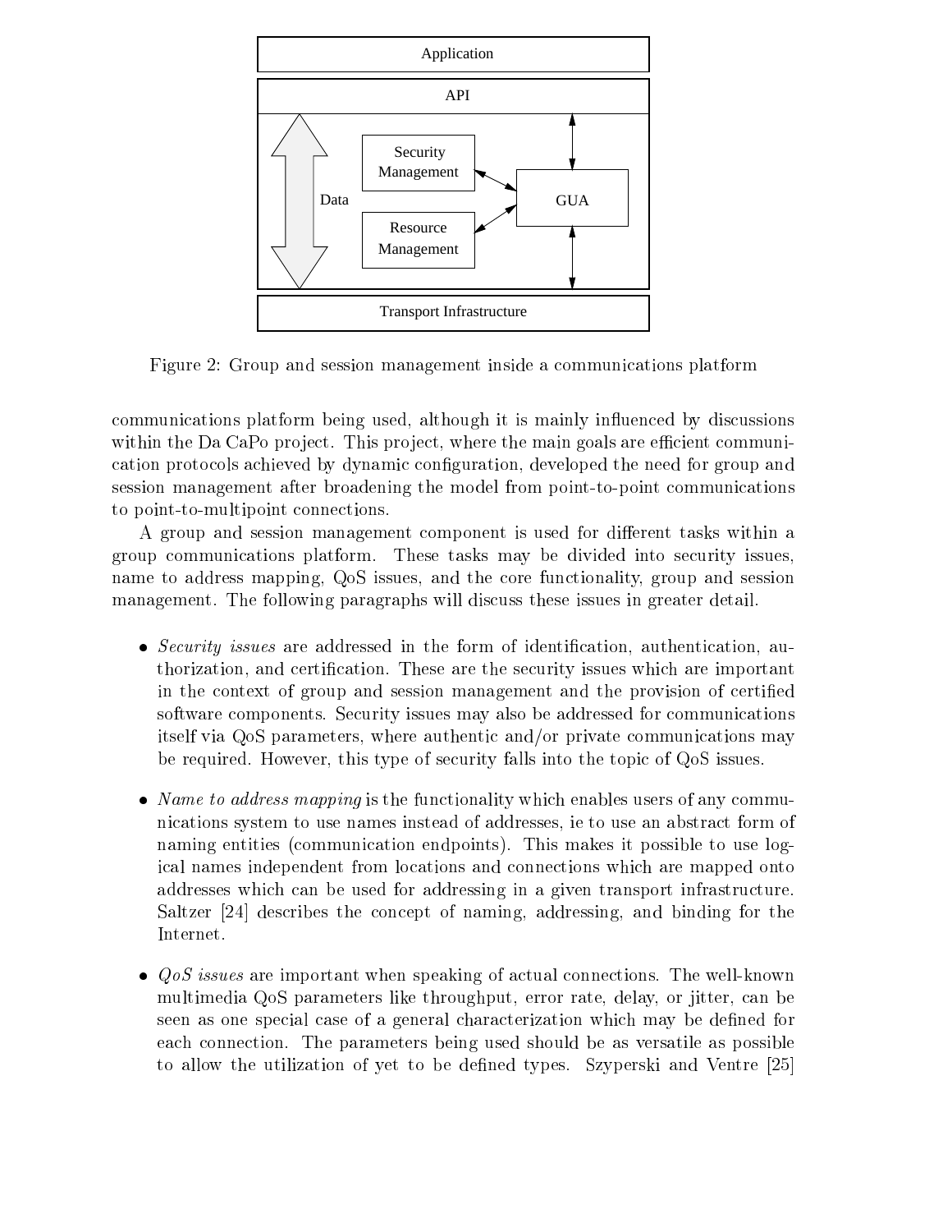Figure 2: Group and session management inside a communications platform

communications platform being used, although it is mainly influenced by discussions within the Da CaPo project. This project, where the main goals are efficient communication protocols achieved by dynamic configuration, developed the need for group and session management after broadening the model from point-to-point communications to point-to-multipoint connections.

A group and session management component is used for different tasks within a group communications platform. These tasks may be divided into security issues, name to address mapping, QoS issues, and the core functionality, group and session management. The following paragraphs will discuss these issues in greater detail.

- *Security issues* are addressed in the form of identification, authentication, authorization, and certification. These are the security issues which are important in the context of group and session management and the provision of certified software components. Security issues may also be addressed for communications itself via QoS parameters, where authentic and/or private communications may be required. However, this type of security falls into the topic of QoS issues.

- *Name to address mapping* is the functionality which enables users of any communications system to use names instead of addresses, ie to use an abstract form of naming entities (communication endpoints). This makes it possible to use logical names independent from locations and connections which are mapped onto addresses which can be used for addressing in a given transport infrastructure. Saltzer [24] describes the concept of naming, addressing, and binding for the Internet.

- *QoS issues* are important when speaking of actual connections. The well-known multimedia QoS parameters like throughput, error rate, delay, or jitter, can be seen as one special case of a general characterization which may be defined for each connection. The parameters being used should be as versatile as possible to allow the utilization of yet to be defined types. Szyperski and Ventre [25]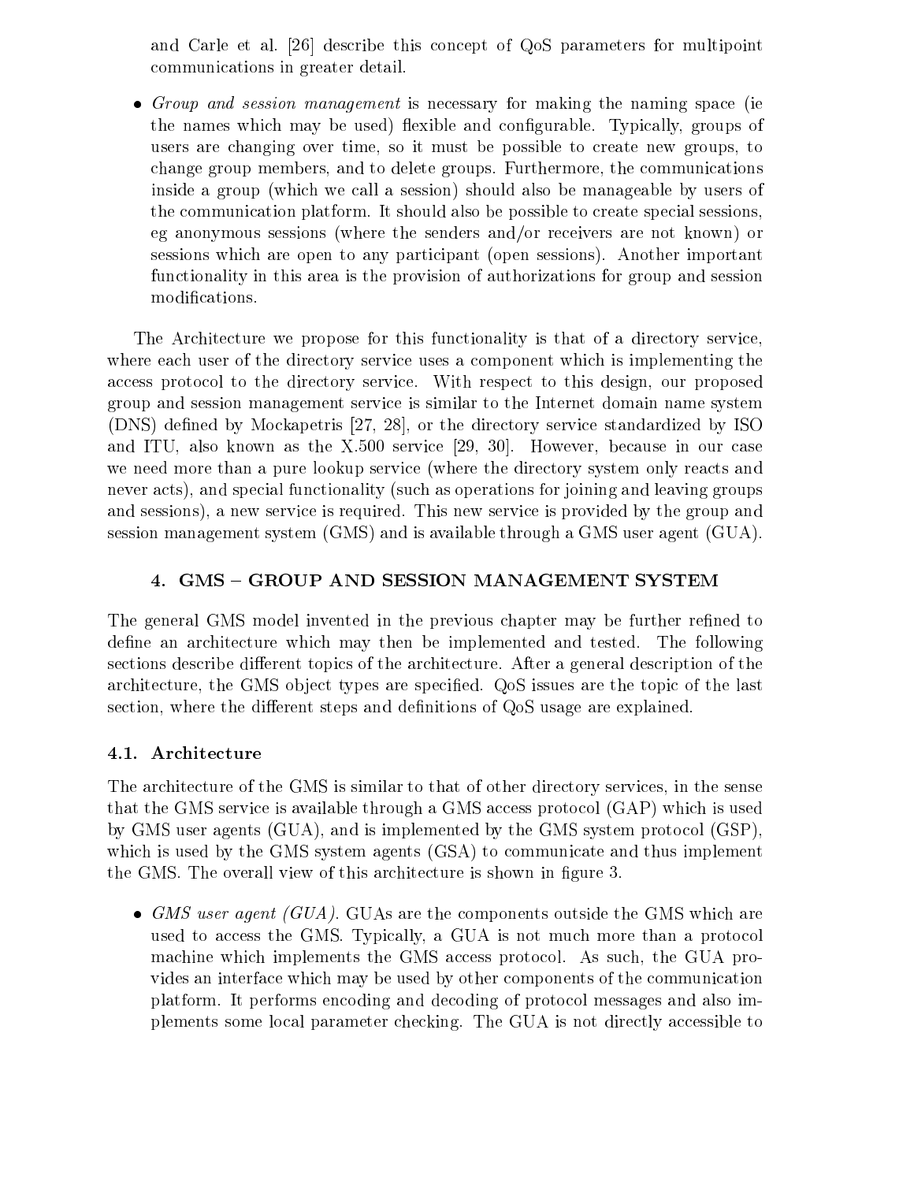and Carle et al. [26] describe this concept of QoS parameters for multipoint communications in greater detail.

- *Group and session management* is necessary for making the naming space (ie the names which may be used) flexible and configurable. Typically, groups of users are changing over time, so it must be possible to create new groups, to change group members, and to delete groups. Furthermore, the communications inside a group (which we call a session) should also be manageable by users of the communication platform. It should also be possible to create special sessions, eg anonymous sessions (where the senders and/or receivers are not known) or sessions which are open to any participant (open sessions). Another important functionality in this area is the provision of authorizations for group and session modifications.

The Architecture we propose for this functionality is that of a directory service, where each user of the directory service uses a component which is implementing the access protocol to the directory service. With respect to this design, our proposed group and session management service is similar to the Internet domain name system (DNS) defined by Mockapetris [27, 28], or the directory service standardized by ISO and ITU, also known as the X.500 service [29, 30]. However, because in our case we need more than a pure lookup service (where the directory system only reacts and never acts), and special functionality (such as operations for joining and leaving groups and sessions), a new service is required. This new service is provided by the group and session management system (GMS) and is available through a GMS user agent (GUA).

## 4. GMS – GROUP AND SESSION MANAGEMENT SYSTEM

The general GMS model invented in the previous chapter may be further refined to define an architecture which may then be implemented and tested. The following sections describe different topics of the architecture. After a general description of the architecture, the GMS object types are specified. QoS issues are the topic of the last section, where the different steps and definitions of QoS usage are explained.

### 4.1. Architecture

The architecture of the GMS is similar to that of other directory services, in the sense that the GMS service is available through a GMS access protocol (GAP) which is used by GMS user agents (GUA), and is implemented by the GMS system protocol (GSP), which is used by the GMS system agents (GSA) to communicate and thus implement the GMS. The overall view of this architecture is shown in figure 3.

- *GMS user agent (GUA).* GUAs are the components outside the GMS which are used to access the GMS. Typically, a GUA is not much more than a protocol machine which implements the GMS access protocol. As such, the GUA provides an interface which may be used by other components of the communication platform. It performs encoding and decoding of protocol messages and also implements some local parameter checking. The GUA is not directly accessible to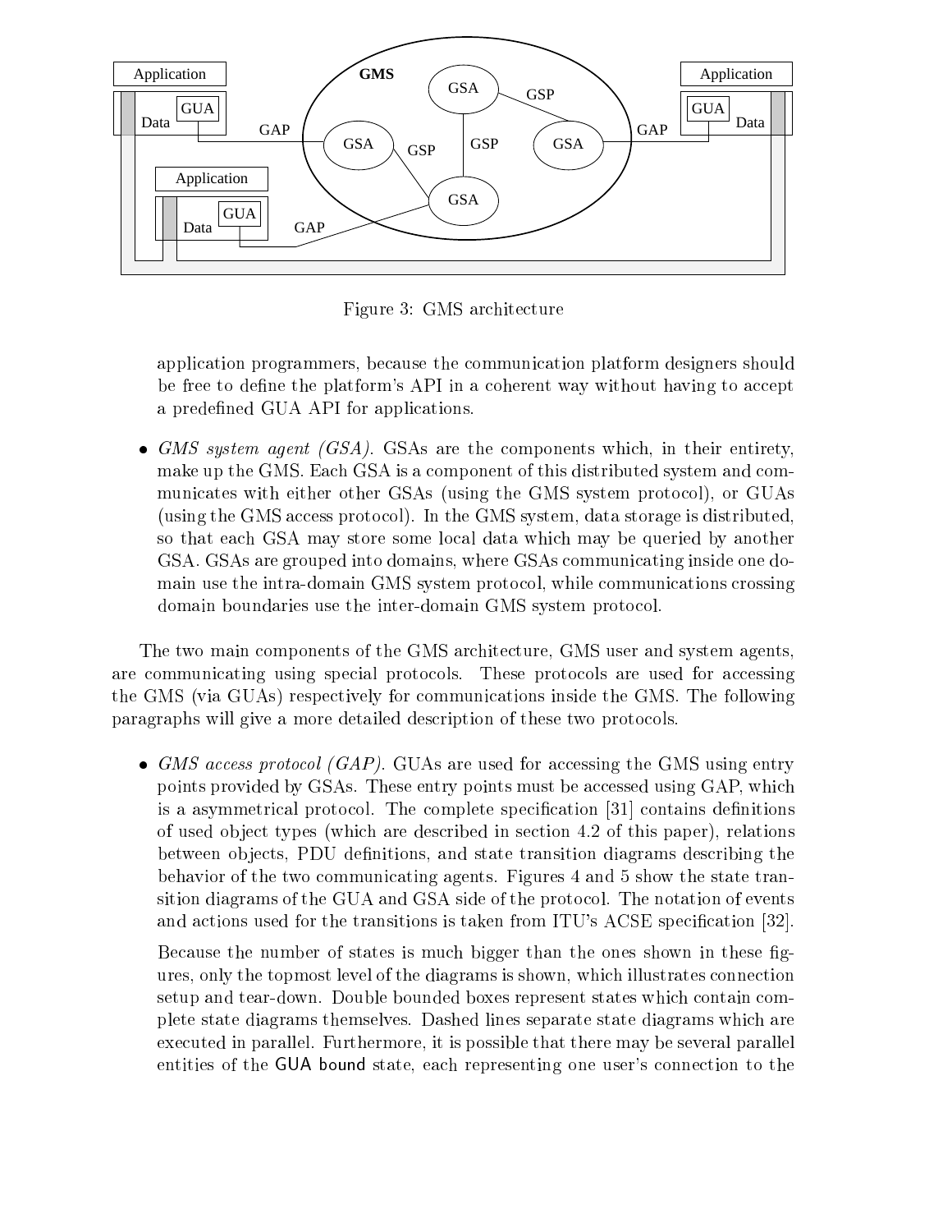Figure 3: GMS architecture

application programmers, because the communication platform designers should be free to define the platform's API in a coherent way without having to accept a predefined GUA API for applications.

- *GMS system agent (GSA).* GSAs are the components which, in their entirety, make up the GMS. Each GSA is a component of this distributed system and communicates with either other GSAs (using the GMS system protocol), or GUAs (using the GMS access protocol). In the GMS system, data storage is distributed, so that each GSA may store some local data which may be queried by another GSA. GSAs are grouped into domains, where GSAs communicating inside one domain use the intra-domain GMS system protocol, while communications crossing domain boundaries use the inter-domain GMS system protocol.

The two main components of the GMS architecture, GMS user and system agents, are communicating using special protocols. These protocols are used for accessing the GMS (via GUAs) respectively for communications inside the GMS. The following paragraphs will give a more detailed description of these two protocols.

- *GMS access protocol (GAP).* GUAs are used for accessing the GMS using entry points provided by GSAs. These entry points must be accessed using GAP, which is a asymmetrical protocol. The complete specification [31] contains definitions of used object types (which are described in section 4.2 of this paper), relations between objects, PDU definitions, and state transition diagrams describing the behavior of the two communicating agents. Figures 4 and 5 show the state transition diagrams of the GUA and GSA side of the protocol. The notation of events and actions used for the transitions is taken from ITU's ACSE specification [32].

  Because the number of states is much bigger than the ones shown in these figures, only the topmost level of the diagrams is shown, which illustrates connection setup and tear-down. Double bounded boxes represent states which contain complete state diagrams themselves. Dashed lines separate state diagrams which are executed in parallel. Furthermore, it is possible that there may be several parallel entities of the GUA bound state, each representing one user's connection to the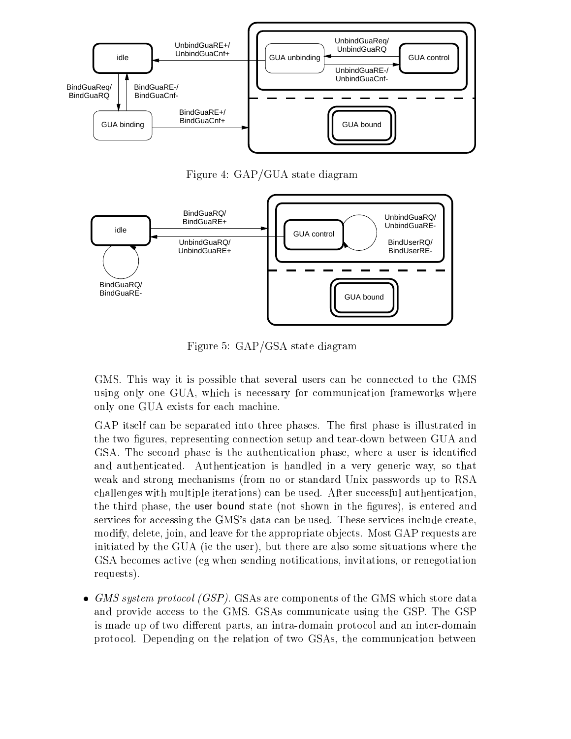Figure 4: GAP/GUA state diagram

Figure 5: GAP/GSA state diagram

GMS. This way it is possible that several users can be connected to the GMS using only one GUA, which is necessary for communication frameworks where only one GUA exists for each machine.

GAP itself can be separated into three phases. The first phase is illustrated in the two figures, representing connection setup and tear-down between GUA and GSA. The second phase is the authentication phase, where a user is identified and authenticated. Authentication is handled in a very generic way, so that weak and strong mechanisms (from no or standard Unix passwords up to RSA challenges with multiple iterations) can be used. After successful authentication, the third phase, the user bound state (not shown in the figures), is entered and services for accessing the GMS's data can be used. These services include create, modify, delete, join, and leave for the appropriate objects. Most GAP requests are initiated by the GUA (ie the user), but there are also some situations where the GSA becomes active (eg when sending notifications, invitations, or renegotiation requests).

- *GMS system protocol (GSP)*. GSAs are components of the GMS which store data and provide access to the GMS. GSAs communicate using the GSP. The GSP is made up of two different parts, an intra-domain protocol and an inter-domain protocol. Depending on the relation of two GSAs, the communication between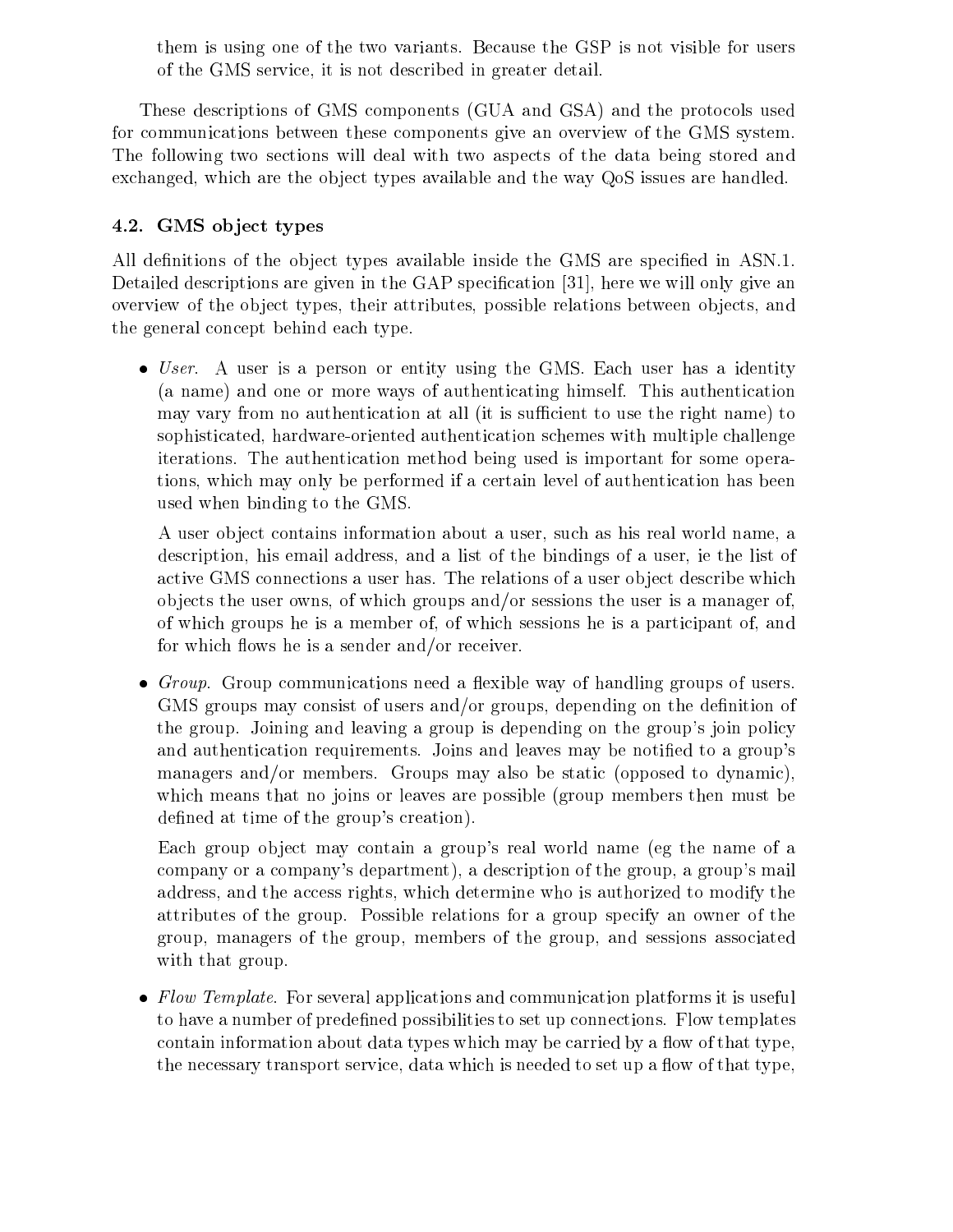them is using one of the two variants. Because the GSP is not visible for users of the GMS service, it is not described in greater detail.

These descriptions of GMS components (GUA and GSA) and the protocols used for communications between these components give an overview of the GMS system. The following two sections will deal with two aspects of the data being stored and exchanged, which are the object types available and the way QoS issues are handled.

### 4.2. GMS object types

All definitions of the object types available inside the GMS are specified in ASN.1. Detailed descriptions are given in the GAP specification [31], here we will only give an overview of the object types, their attributes, possible relations between objects, and the general concept behind each type.

- *User*. A user is a person or entity using the GMS. Each user has a identity (a name) and one or more ways of authenticating himself. This authentication may vary from no authentication at all (it is sufficient to use the right name) to sophisticated, hardware-oriented authentication schemes with multiple challenge iterations. The authentication method being used is important for some operations, which may only be performed if a certain level of authentication has been used when binding to the GMS.

  A user object contains information about a user, such as his real world name, a description, his email address, and a list of the bindings of a user, ie the list of active GMS connections a user has. The relations of a user object describe which objects the user owns, of which groups and/or sessions the user is a manager of, of which groups he is a member of, of which sessions he is a participant of, and for which flows he is a sender and/or receiver.

- *Group*. Group communications need a flexible way of handling groups of users. GMS groups may consist of users and/or groups, depending on the definition of the group. Joining and leaving a group is depending on the group's join policy and authentication requirements. Joins and leaves may be notified to a group's managers and/or members. Groups may also be static (opposed to dynamic), which means that no joins or leaves are possible (group members then must be defined at time of the group's creation).

  Each group object may contain a group's real world name (eg the name of a company or a company's department), a description of the group, a group's mail address, and the access rights, which determine who is authorized to modify the attributes of the group. Possible relations for a group specify an owner of the group, managers of the group, members of the group, and sessions associated with that group.

- *Flow Template*. For several applications and communication platforms it is useful to have a number of predefined possibilities to set up connections. Flow templates contain information about data types which may be carried by a flow of that type, the necessary transport service, data which is needed to set up a flow of that type,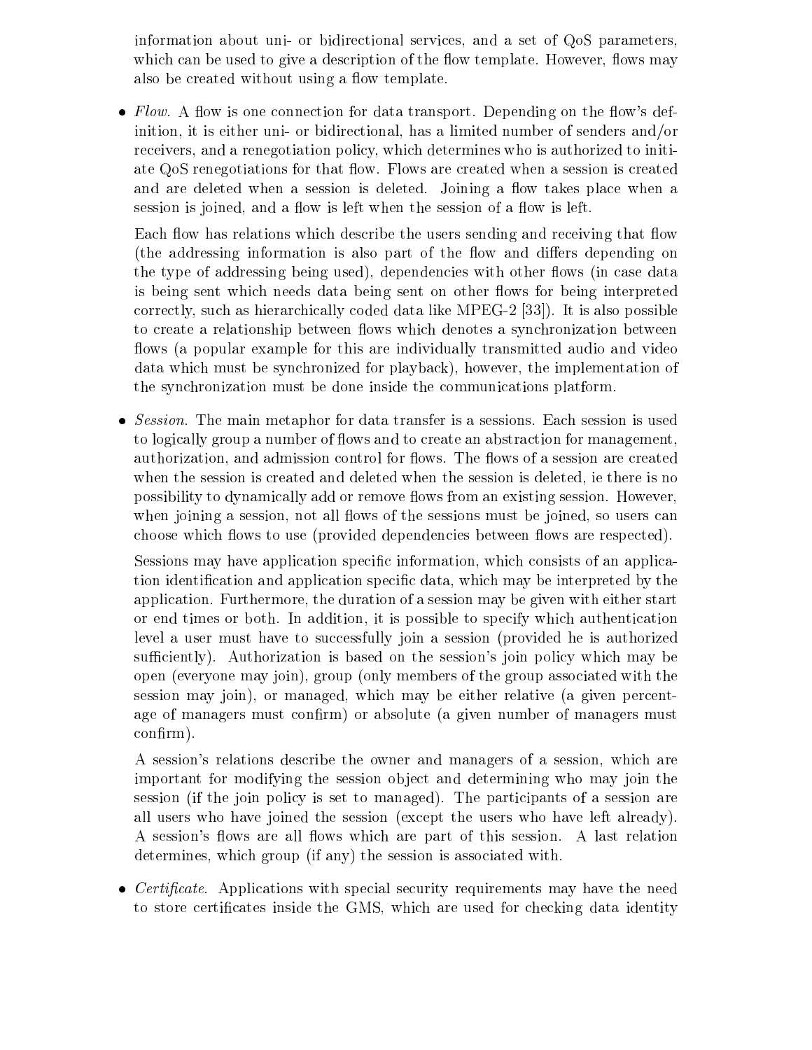information about uni- or bidirectional services, and a set of QoS parameters, which can be used to give a description of the flow template. However, flows may also be created without using a flow template.

- *Flow*. A flow is one connection for data transport. Depending on the flow's definition, it is either uni- or bidirectional, has a limited number of senders and/or receivers, and a renegotiation policy, which determines who is authorized to initiate QoS renegotiations for that flow. Flows are created when a session is created and are deleted when a session is deleted. Joining a flow takes place when a session is joined, and a flow is left when the session of a flow is left.

  Each flow has relations which describe the users sending and receiving that flow (the addressing information is also part of the flow and differs depending on the type of addressing being used), dependencies with other flows (in case data is being sent which needs data being sent on other flows for being interpreted correctly, such as hierarchically coded data like MPEG-2 [33]). It is also possible to create a relationship between flows which denotes a synchronization between flows (a popular example for this are individually transmitted audio and video data which must be synchronized for playback), however, the implementation of the synchronization must be done inside the communications platform.

- *Session*. The main metaphor for data transfer is a sessions. Each session is used to logically group a number of flows and to create an abstraction for management, authorization, and admission control for flows. The flows of a session are created when the session is created and deleted when the session is deleted, ie there is no possibility to dynamically add or remove flows from an existing session. However, when joining a session, not all flows of the sessions must be joined, so users can choose which flows to use (provided dependencies between flows are respected).

  Sessions may have application specific information, which consists of an application identification and application specific data, which may be interpreted by the application. Furthermore, the duration of a session may be given with either start or end times or both. In addition, it is possible to specify which authentication level a user must have to successfully join a session (provided he is authorized sufficiently). Authorization is based on the session's join policy which may be open (everyone may join), group (only members of the group associated with the session may join), or managed, which may be either relative (a given percentage of managers must confirm) or absolute (a given number of managers must confirm).

  A session's relations describe the owner and managers of a session, which are important for modifying the session object and determining who may join the session (if the join policy is set to managed). The participants of a session are all users who have joined the session (except the users who have left already). A session's flows are all flows which are part of this session. A last relation determines, which group (if any) the session is associated with.

- *Certificate*. Applications with special security requirements may have the need to store certificates inside the GMS, which are used for checking data identity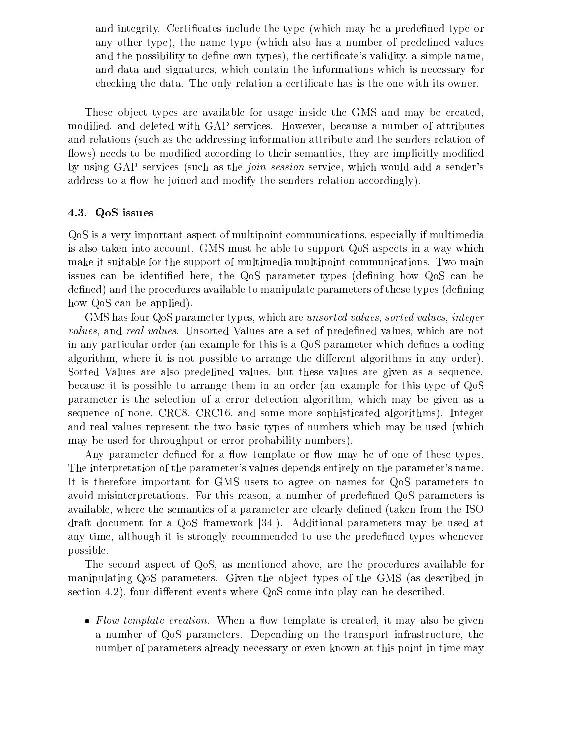and integrity. Certificates include the type (which may be a predefined type or any other type), the name type (which also has a number of predefined values and the possibility to define own types), the certificate's validity, a simple name, and data and signatures, which contain the informations which is necessary for checking the data. The only relation a certificate has is the one with its owner.

These object types are available for usage inside the GMS and may be created, modified, and deleted with GAP services. However, because a number of attributes and relations (such as the addressing information attribute and the senders relation of flows) needs to be modified according to their semantics, they are implicitly modified by using GAP services (such as the *join session* service, which would add a sender's address to a flow he joined and modify the senders relation accordingly).

### 4.3. QoS issues

QoS is a very important aspect of multipoint communications, especially if multimedia is also taken into account. GMS must be able to support QoS aspects in a way which make it suitable for the support of multimedia multipoint communications. Two main issues can be identified here, the QoS parameter types (defining how QoS can be defined) and the procedures available to manipulate parameters of these types (defining how QoS can be applied).

GMS has four QoS parameter types, which are *unsorted values*, *sorted values*, *integer values*, and *real values*. Unsorted Values are a set of predefined values, which are not in any particular order (an example for this is a QoS parameter which defines a coding algorithm, where it is not possible to arrange the different algorithms in any order). Sorted Values are also predefined values, but these values are given as a sequence, because it is possible to arrange them in an order (an example for this type of QoS parameter is the selection of a error detection algorithm, which may be given as a sequence of none, CRC8, CRC16, and some more sophisticated algorithms). Integer and real values represent the two basic types of numbers which may be used (which may be used for throughput or error probability numbers).

Any parameter defined for a flow template or flow may be of one of these types. The interpretation of the parameter's values depends entirely on the parameter's name. It is therefore important for GMS users to agree on names for QoS parameters to avoid misinterpretations. For this reason, a number of predefined QoS parameters is available, where the semantics of a parameter are clearly defined (taken from the ISO draft document for a QoS framework [34]). Additional parameters may be used at any time, although it is strongly recommended to use the predefined types whenever possible.

The second aspect of QoS, as mentioned above, are the procedures available for manipulating QoS parameters. Given the object types of the GMS (as described in section 4.2), four different events where QoS come into play can be described.

- *Flow template creation.* When a flow template is created, it may also be given a number of QoS parameters. Depending on the transport infrastructure, the number of parameters already necessary or even known at this point in time may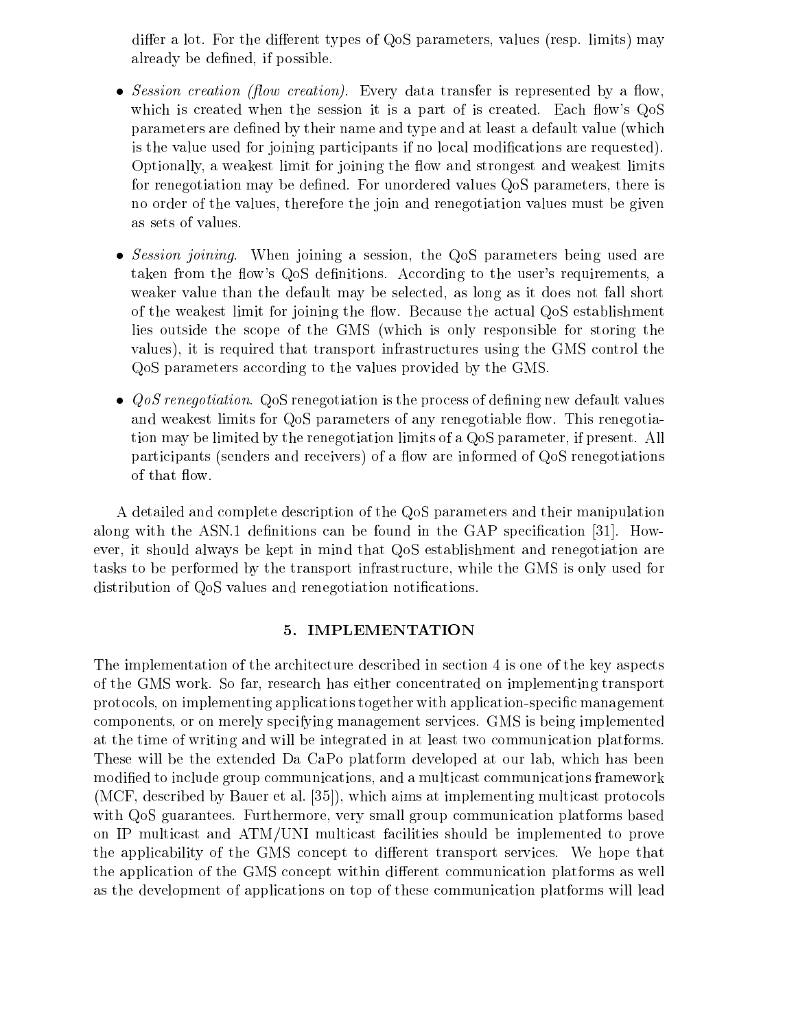differ a lot. For the different types of QoS parameters, values (resp. limits) may already be defined, if possible.

- *Session creation (flow creation)*. Every data transfer is represented by a flow, which is created when the session it is a part of is created. Each flow's QoS parameters are defined by their name and type and at least a default value (which is the value used for joining participants if no local modifications are requested). Optionally, a weakest limit for joining the flow and strongest and weakest limits for renegotiation may be defined. For unordered values QoS parameters, there is no order of the values, therefore the join and renegotiation values must be given as sets of values.

- *Session joining*. When joining a session, the QoS parameters being used are taken from the flow's QoS definitions. According to the user's requirements, a weaker value than the default may be selected, as long as it does not fall short of the weakest limit for joining the flow. Because the actual QoS establishment lies outside the scope of the GMS (which is only responsible for storing the values), it is required that transport infrastructures using the GMS control the QoS parameters according to the values provided by the GMS.

- *QoS renegotiation*. QoS renegotiation is the process of defining new default values and weakest limits for QoS parameters of any renegotiable flow. This renegotiation may be limited by the renegotiation limits of a QoS parameter, if present. All participants (senders and receivers) of a flow are informed of QoS renegotiations of that flow.

A detailed and complete description of the QoS parameters and their manipulation along with the ASN.1 definitions can be found in the GAP specification [31]. However, it should always be kept in mind that QoS establishment and renegotiation are tasks to be performed by the transport infrastructure, while the GMS is only used for distribution of QoS values and renegotiation notifications.

## 5. IMPLEMENTATION

The implementation of the architecture described in section 4 is one of the key aspects of the GMS work. So far, research has either concentrated on implementing transport protocols, on implementing applications together with application-specific management components, or on merely specifying management services. GMS is being implemented at the time of writing and will be integrated in at least two communication platforms. These will be the extended Da CaPo platform developed at our lab, which has been modified to include group communications, and a multicast communications framework (MCF, described by Bauer et al. [35]), which aims at implementing multicast protocols with QoS guarantees. Furthermore, very small group communication platforms based on IP multicast and ATM/UNI multicast facilities should be implemented to prove the applicability of the GMS concept to different transport services. We hope that the application of the GMS concept within different communication platforms as well as the development of applications on top of these communication platforms will lead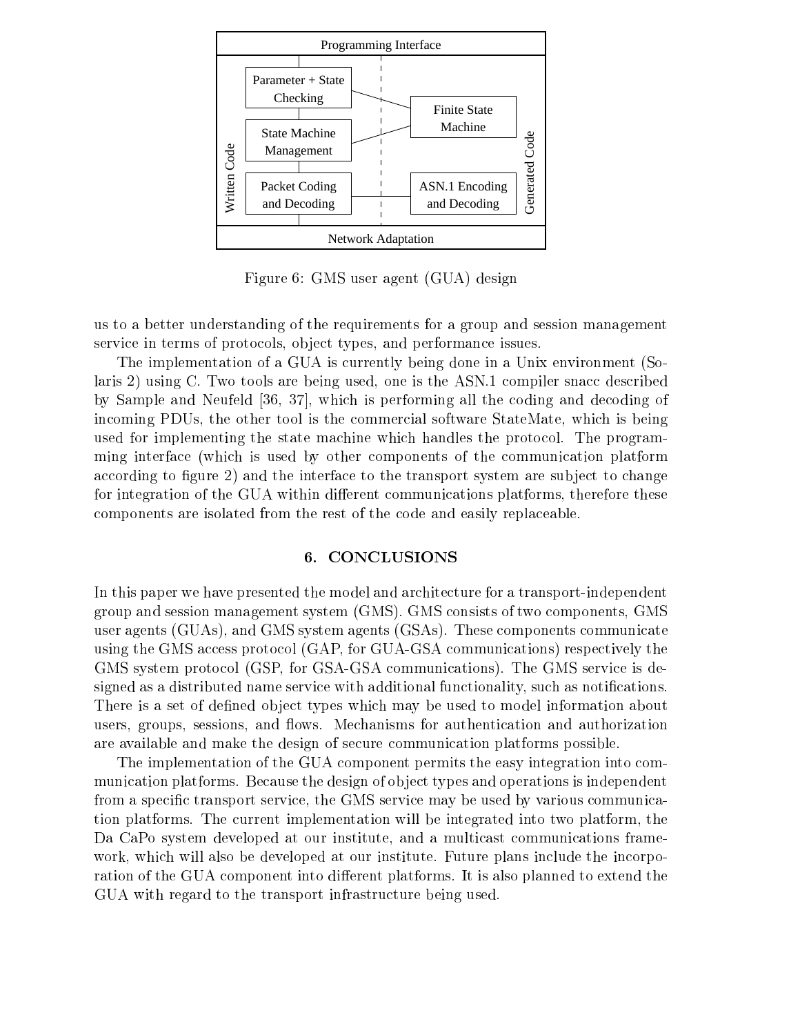Figure 6: GMS user agent (GUA) design

us to a better understanding of the requirements for a group and session management service in terms of protocols, object types, and performance issues.

The implementation of a GUA is currently being done in a Unix environment (Solaris 2) using C. Two tools are being used, one is the ASN.1 compiler snacc described by Sample and Neufeld [36, 37], which is performing all the coding and decoding of incoming PDUs, the other tool is the commercial software StateMate, which is being used for implementing the state machine which handles the protocol. The programming interface (which is used by other components of the communication platform according to figure 2) and the interface to the transport system are subject to change for integration of the GUA within different communications platforms, therefore these components are isolated from the rest of the code and easily replaceable.

## 6. CONCLUSIONS

In this paper we have presented the model and architecture for a transport-independent group and session management system (GMS). GMS consists of two components, GMS user agents (GUAs), and GMS system agents (GSAs). These components communicate using the GMS access protocol (GAP, for GUA-GSA communications) respectively the GMS system protocol (GSP, for GSA-GSA communications). The GMS service is designed as a distributed name service with additional functionality, such as notifications. There is a set of defined object types which may be used to model information about users, groups, sessions, and flows. Mechanisms for authentication and authorization are available and make the design of secure communication platforms possible.

The implementation of the GUA component permits the easy integration into communication platforms. Because the design of object types and operations is independent from a specific transport service, the GMS service may be used by various communication platforms. The current implementation will be integrated into two platform, the Da CaPo system developed at our institute, and a multicast communications framework, which will also be developed at our institute. Future plans include the incorporation of the GUA component into different platforms. It is also planned to extend the GUA with regard to the transport infrastructure being used.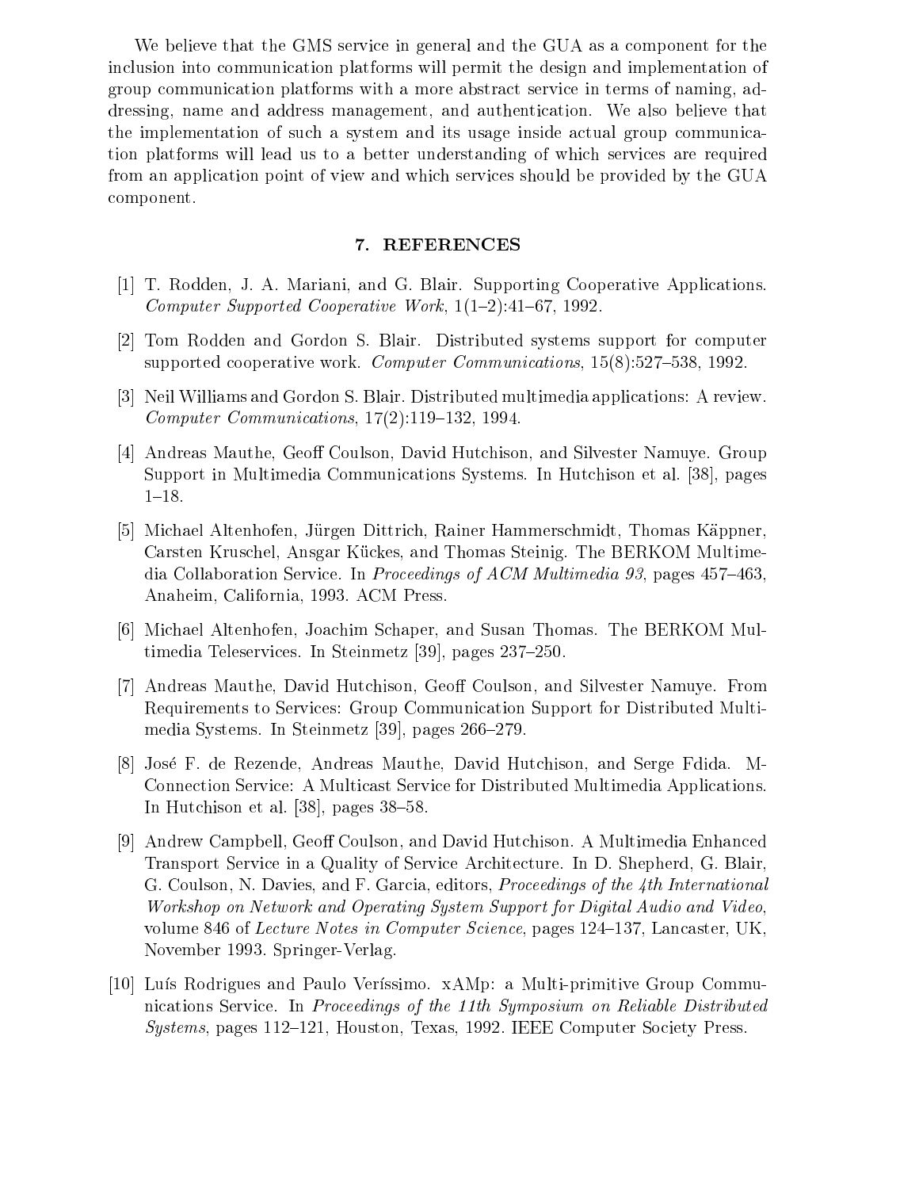We believe that the GMS service in general and the GUA as a component for the inclusion into communication platforms will permit the design and implementation of group communication platforms with a more abstract service in terms of naming, addressing, name and address management, and authentication. We also believe that the implementation of such a system and its usage inside actual group communication platforms will lead us to a better understanding of which services are required from an application point of view and which services should be provided by the GUA component.

## 7. REFERENCES

[1] T. Rodden, J. A. Mariani, and G. Blair. Supporting Cooperative Applications. *Computer Supported Cooperative Work*, 1(1–2):41–67, 1992.

[2] Tom Rodden and Gordon S. Blair. Distributed systems support for computer supported cooperative work. *Computer Communications*, 15(8):527–538, 1992.

[3] Neil Williams and Gordon S. Blair. Distributed multimedia applications: A review. *Computer Communications*, 17(2):119–132, 1994.

[4] Andreas Mauthe, Geoff Coulson, David Hutchison, and Silvester Namuye. Group Support in Multimedia Communications Systems. In Hutchison et al. [38], pages 1–18.

[5] Michael Altenhofen, Jürgen Dittrich, Rainer Hammerschmidt, Thomas Käppner, Carsten Kruschel, Ansgar Kückes, and Thomas Steinig. The BERKOM Multimedia Collaboration Service. In *Proceedings of ACM Multimedia 93*, pages 457–463, Anaheim, California, 1993. ACM Press.

[6] Michael Altenhofen, Joachim Schaper, and Susan Thomas. The BERKOM Multimedia Teleservices. In Steinmetz [39], pages 237–250.

[7] Andreas Mauthe, David Hutchison, Geoff Coulson, and Silvester Namuye. From Requirements to Services: Group Communication Support for Distributed Multimedia Systems. In Steinmetz [39], pages 266–279.

[8] José F. de Rezende, Andreas Mauthe, David Hutchison, and Serge Fdida. M-Connection Service: A Multicast Service for Distributed Multimedia Applications. In Hutchison et al. [38], pages 38–58.

[9] Andrew Campbell, Geoff Coulson, and David Hutchison. A Multimedia Enhanced Transport Service in a Quality of Service Architecture. In D. Shepherd, G. Blair, G. Coulson, N. Davies, and F. Garcia, editors, *Proceedings of the 4th International Workshop on Network and Operating System Support for Digital Audio and Video*, volume 846 of *Lecture Notes in Computer Science*, pages 124–137, Lancaster, UK, November 1993. Springer-Verlag.

[10] Luís Rodrigues and Paulo Veríssimo. xAMp: a Multi-primitive Group Communications Service. In *Proceedings of the 11th Symposium on Reliable Distributed Systems*, pages 112–121, Houston, Texas, 1992. IEEE Computer Society Press.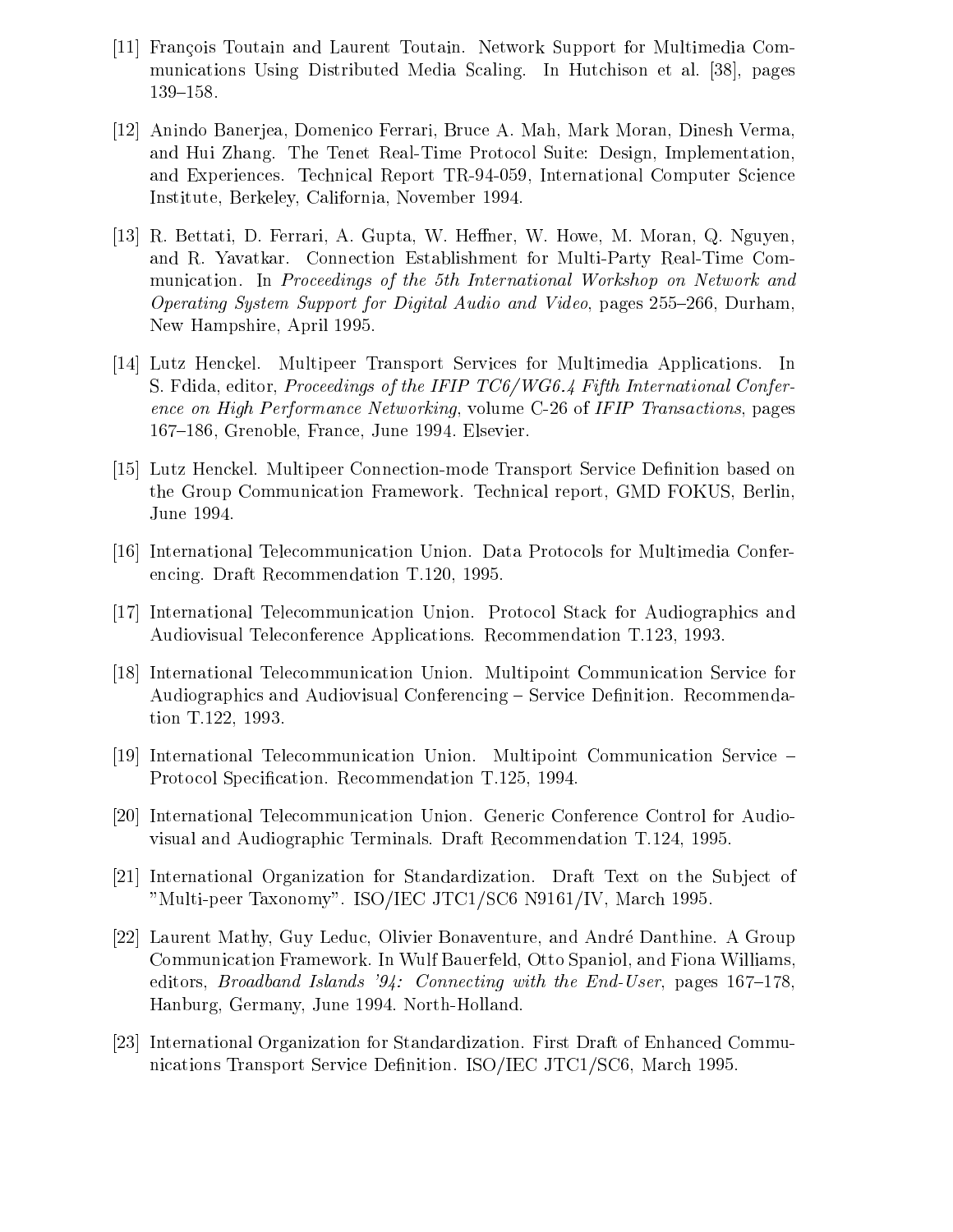[11] François Toutain and Laurent Toutain. Network Support for Multimedia Communications Using Distributed Media Scaling. In Hutchison et al. [38], pages 139–158.

[12] Anindo Banerjea, Domenico Ferrari, Bruce A. Mah, Mark Moran, Dinesh Verma, and Hui Zhang. The Tenet Real-Time Protocol Suite: Design, Implementation, and Experiences. Technical Report TR-94-059, International Computer Science Institute, Berkeley, California, November 1994.

[13] R. Bettati, D. Ferrari, A. Gupta, W. Heffner, W. Howe, M. Moran, Q. Nguyen, and R. Yavatkar. Connection Establishment for Multi-Party Real-Time Communication. In *Proceedings of the 5th International Workshop on Network and Operating System Support for Digital Audio and Video*, pages 255–266, Durham, New Hampshire, April 1995.

[14] Lutz Henckel. Multipeer Transport Services for Multimedia Applications. In S. Fdida, editor, *Proceedings of the IFIP TC6/WG6.4 Fifth International Conference on High Performance Networking*, volume C-26 of *IFIP Transactions*, pages 167–186, Grenoble, France, June 1994. Elsevier.

[15] Lutz Henckel. Multipeer Connection-mode Transport Service Definition based on the Group Communication Framework. Technical report, GMD FOKUS, Berlin, June 1994.

[16] International Telecommunication Union. Data Protocols for Multimedia Conferencing. Draft Recommendation T.120, 1995.

[17] International Telecommunication Union. Protocol Stack for Audiographics and Audiovisual Teleconference Applications. Recommendation T.123, 1993.

[18] International Telecommunication Union. Multipoint Communication Service for Audiographics and Audiovisual Conferencing – Service Definition. Recommendation T.122, 1993.

[19] International Telecommunication Union. Multipoint Communication Service – Protocol Specification. Recommendation T.125, 1994.

[20] International Telecommunication Union. Generic Conference Control for Audiovisual and Audiographic Terminals. Draft Recommendation T.124, 1995.

[21] International Organization for Standardization. Draft Text on the Subject of "Multi-peer Taxonomy". ISO/IEC JTC1/SC6 N9161/IV, March 1995.

[22] Laurent Mathy, Guy Leduc, Olivier Bonaventure, and André Danthine. A Group Communication Framework. In Wulf Bauerfeld, Otto Spaniol, and Fiona Williams, editors, *Broadband Islands '94: Connecting with the End-User*, pages 167–178, Hanburg, Germany, June 1994. North-Holland.

[23] International Organization for Standardization. First Draft of Enhanced Communications Transport Service Definition. ISO/IEC JTC1/SC6, March 1995.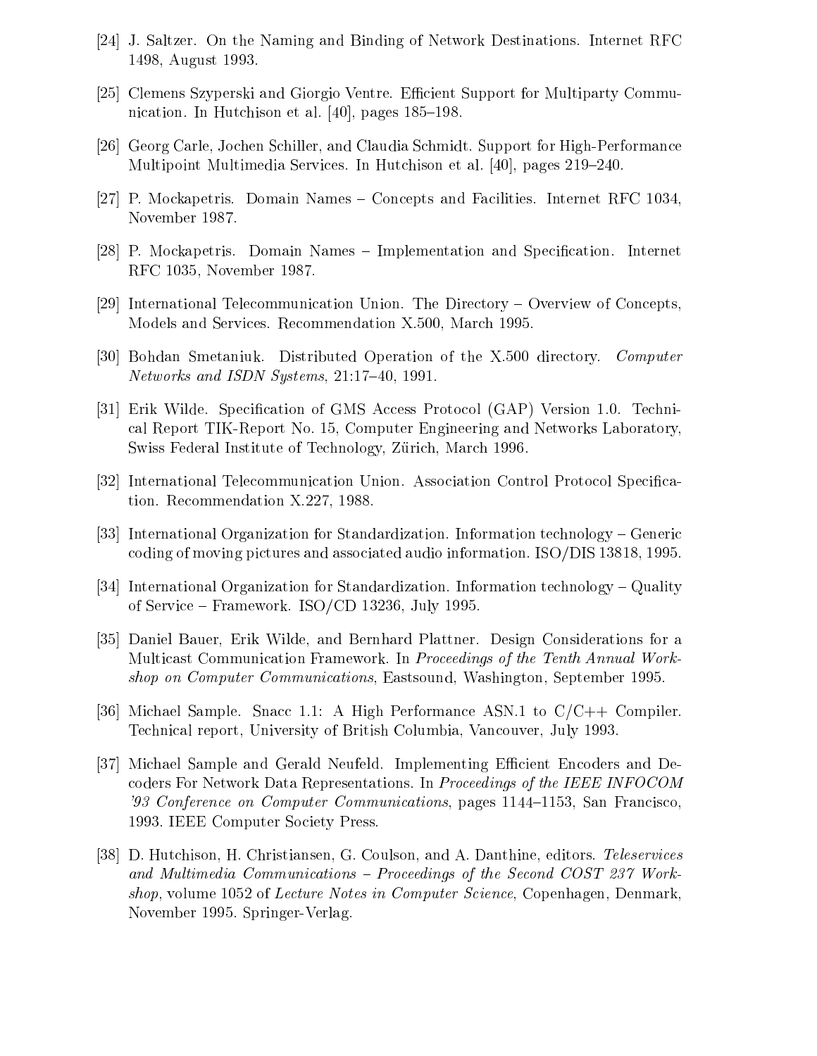[24] J. Saltzer. On the Naming and Binding of Network Destinations. Internet RFC 1498, August 1993.

[25] Clemens Szyperski and Giorgio Ventre. Efficient Support for Multiparty Communication. In Hutchison et al. [40], pages 185–198.

[26] Georg Carle, Jochen Schiller, and Claudia Schmidt. Support for High-Performance Multipoint Multimedia Services. In Hutchison et al. [40], pages 219–240.

[27] P. Mockapetris. Domain Names – Concepts and Facilities. Internet RFC 1034, November 1987.

[28] P. Mockapetris. Domain Names – Implementation and Specification. Internet RFC 1035, November 1987.

[29] International Telecommunication Union. The Directory – Overview of Concepts, Models and Services. Recommendation X.500, March 1995.

[30] Bohdan Smetaniuk. Distributed Operation of the X.500 directory. *Computer Networks and ISDN Systems*, 21:17–40, 1991.

[31] Erik Wilde. Specification of GMS Access Protocol (GAP) Version 1.0. Technical Report TIK-Report No. 15, Computer Engineering and Networks Laboratory, Swiss Federal Institute of Technology, Zürich, March 1996.

[32] International Telecommunication Union. Association Control Protocol Specification. Recommendation X.227, 1988.

[33] International Organization for Standardization. Information technology – Generic coding of moving pictures and associated audio information. ISO/DIS 13818, 1995.

[34] International Organization for Standardization. Information technology – Quality of Service – Framework. ISO/CD 13236, July 1995.

[35] Daniel Bauer, Erik Wilde, and Bernhard Plattner. Design Considerations for a Multicast Communication Framework. In *Proceedings of the Tenth Annual Workshop on Computer Communications*, Eastsound, Washington, September 1995.

[36] Michael Sample. Snacc 1.1: A High Performance ASN.1 to C/C++ Compiler. Technical report, University of British Columbia, Vancouver, July 1993.

[37] Michael Sample and Gerald Neufeld. Implementing Efficient Encoders and Decoders For Network Data Representations. In *Proceedings of the IEEE INFOCOM '93 Conference on Computer Communications*, pages 1144–1153, San Francisco, 1993. IEEE Computer Society Press.

[38] D. Hutchison, H. Christiansen, G. Coulson, and A. Danthine, editors. *Teleservices and Multimedia Communications – Proceedings of the Second COST 237 Workshop*, volume 1052 of *Lecture Notes in Computer Science*, Copenhagen, Denmark, November 1995. Springer-Verlag.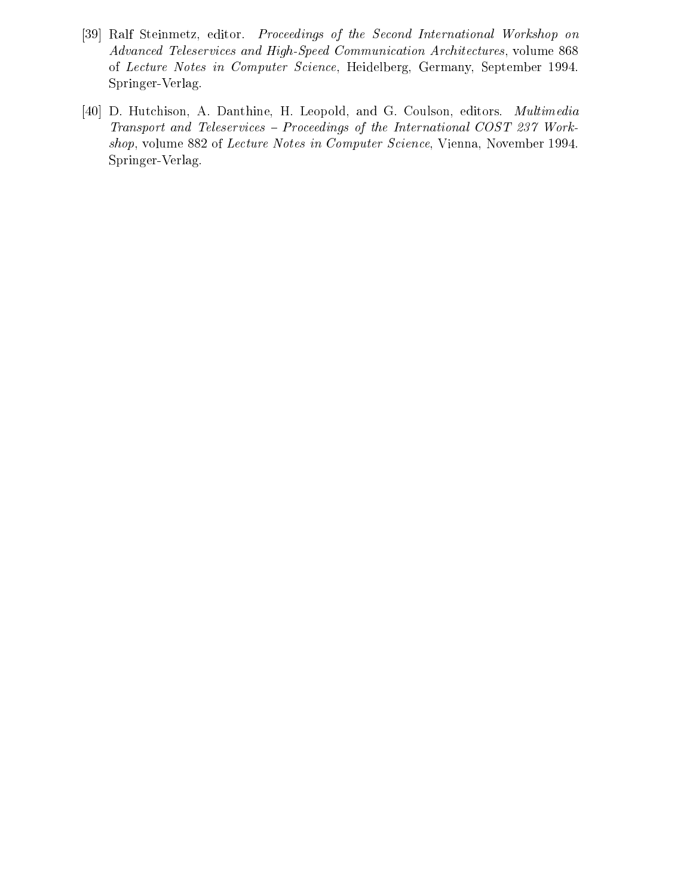[39] Ralf Steinmetz, editor. *Proceedings of the Second International Workshop on Advanced Teleservices and High-Speed Communication Architectures*, volume 868 of *Lecture Notes in Computer Science*, Heidelberg, Germany, September 1994. Springer-Verlag.

[40] D. Hutchison, A. Danthine, H. Leopold, and G. Coulson, editors. *Multimedia Transport and Teleservices – Proceedings of the International COST 237 Workshop*, volume 882 of *Lecture Notes in Computer Science*, Vienna, November 1994. Springer-Verlag.